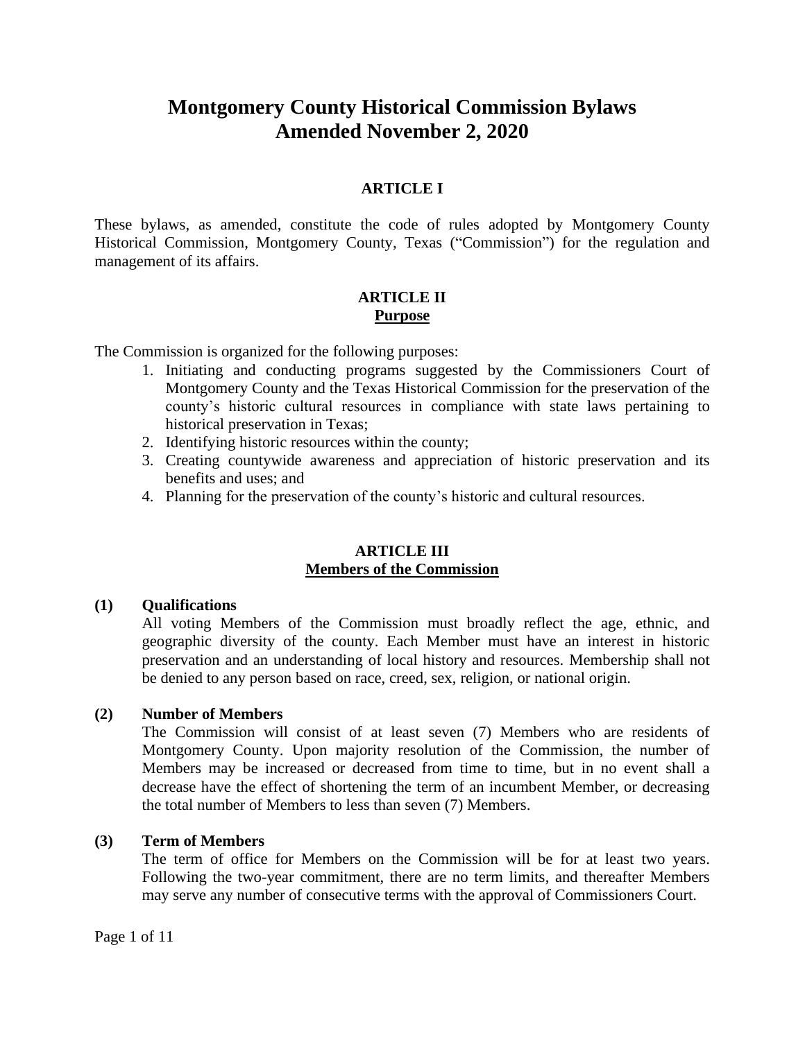# Montgomery County Historical Commission Bylaws
# Amended November 2, 2020

## ARTICLE I

These bylaws, as amended, constitute the code of rules adopted by Montgomery County Historical Commission, Montgomery County, Texas ("Commission") for the regulation and management of its affairs.

## ARTICLE II
## Purpose

The Commission is organized for the following purposes:

1. Initiating and conducting programs suggested by the Commissioners Court of Montgomery County and the Texas Historical Commission for the preservation of the county's historic cultural resources in compliance with state laws pertaining to historical preservation in Texas;
2. Identifying historic resources within the county;
3. Creating countywide awareness and appreciation of historic preservation and its benefits and uses; and
4. Planning for the preservation of the county's historic and cultural resources.

## ARTICLE III
## Members of the Commission

**(1) Qualifications**

All voting Members of the Commission must broadly reflect the age, ethnic, and geographic diversity of the county. Each Member must have an interest in historic preservation and an understanding of local history and resources. Membership shall not be denied to any person based on race, creed, sex, religion, or national origin.

**(2) Number of Members**

The Commission will consist of at least seven (7) Members who are residents of Montgomery County. Upon majority resolution of the Commission, the number of Members may be increased or decreased from time to time, but in no event shall a decrease have the effect of shortening the term of an incumbent Member, or decreasing the total number of Members to less than seven (7) Members.

**(3) Term of Members**

The term of office for Members on the Commission will be for at least two years. Following the two-year commitment, there are no term limits, and thereafter Members may serve any number of consecutive terms with the approval of Commissioners Court.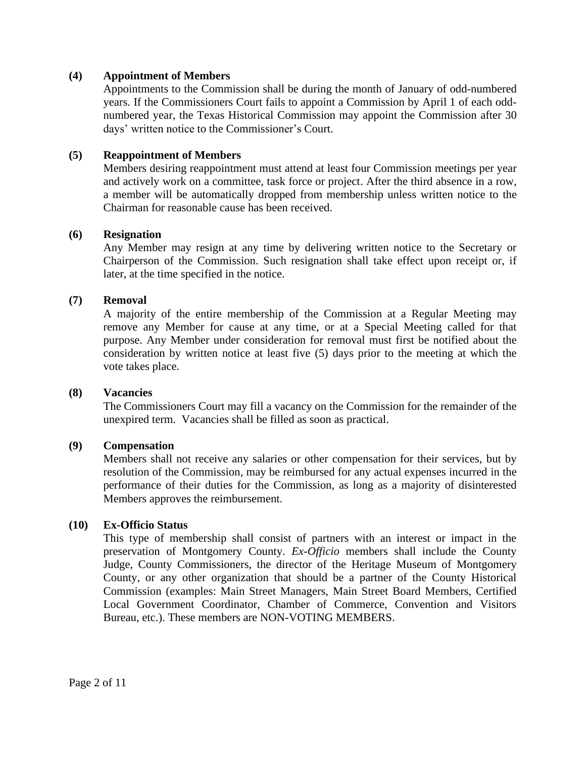**(4) Appointment of Members**

Appointments to the Commission shall be during the month of January of odd-numbered years. If the Commissioners Court fails to appoint a Commission by April 1 of each odd-numbered year, the Texas Historical Commission may appoint the Commission after 30 days' written notice to the Commissioner's Court.

**(5) Reappointment of Members**

Members desiring reappointment must attend at least four Commission meetings per year and actively work on a committee, task force or project. After the third absence in a row, a member will be automatically dropped from membership unless written notice to the Chairman for reasonable cause has been received.

**(6) Resignation**

Any Member may resign at any time by delivering written notice to the Secretary or Chairperson of the Commission. Such resignation shall take effect upon receipt or, if later, at the time specified in the notice.

**(7) Removal**

A majority of the entire membership of the Commission at a Regular Meeting may remove any Member for cause at any time, or at a Special Meeting called for that purpose. Any Member under consideration for removal must first be notified about the consideration by written notice at least five (5) days prior to the meeting at which the vote takes place.

**(8) Vacancies**

The Commissioners Court may fill a vacancy on the Commission for the remainder of the unexpired term. Vacancies shall be filled as soon as practical.

**(9) Compensation**

Members shall not receive any salaries or other compensation for their services, but by resolution of the Commission, may be reimbursed for any actual expenses incurred in the performance of their duties for the Commission, as long as a majority of disinterested Members approves the reimbursement.

**(10) Ex-Officio Status**

This type of membership shall consist of partners with an interest or impact in the preservation of Montgomery County. *Ex-Officio* members shall include the County Judge, County Commissioners, the director of the Heritage Museum of Montgomery County, or any other organization that should be a partner of the County Historical Commission (examples: Main Street Managers, Main Street Board Members, Certified Local Government Coordinator, Chamber of Commerce, Convention and Visitors Bureau, etc.). These members are NON-VOTING MEMBERS.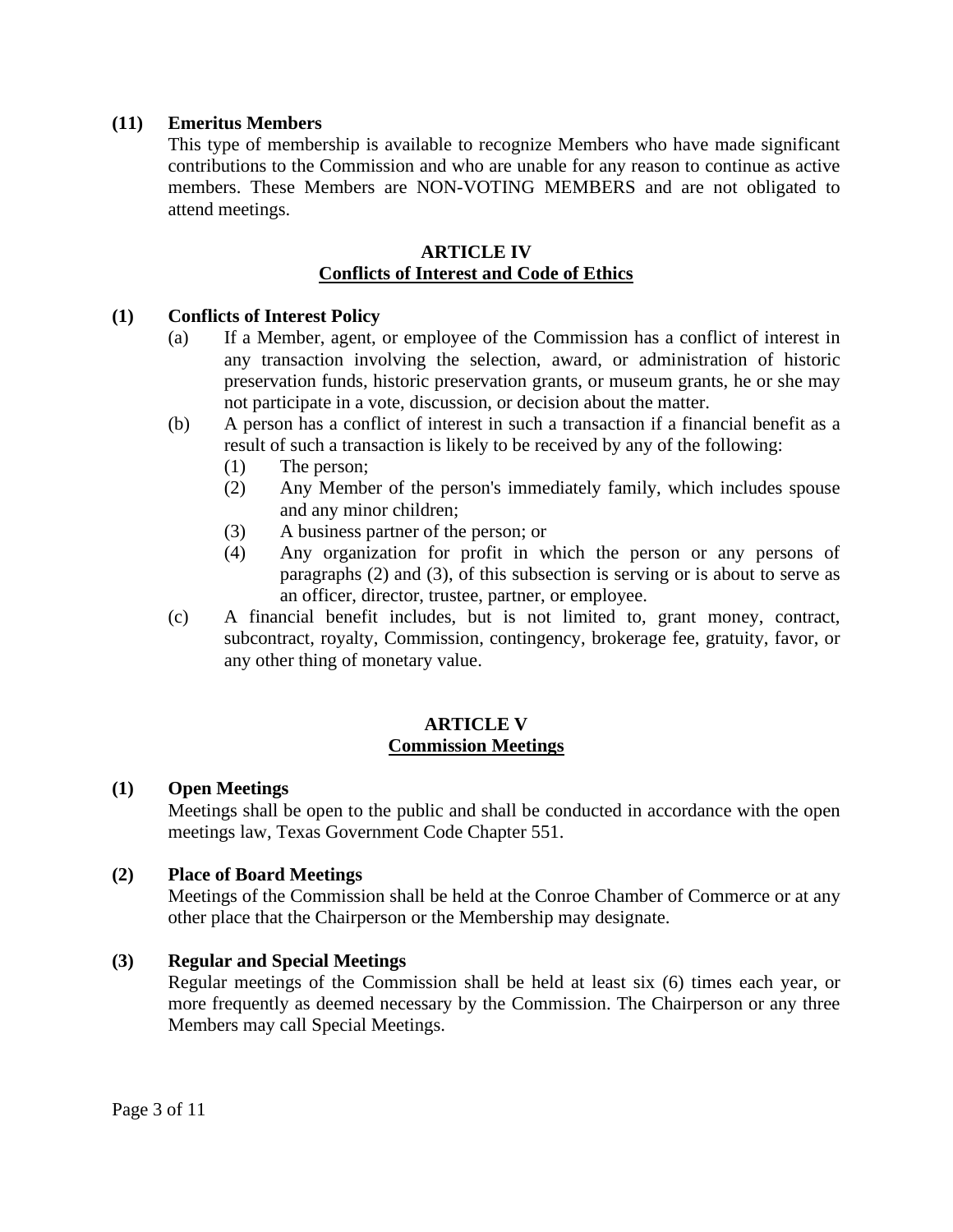**(11) Emeritus Members**

This type of membership is available to recognize Members who have made significant contributions to the Commission and who are unable for any reason to continue as active members. These Members are NON-VOTING MEMBERS and are not obligated to attend meetings.

## ARTICLE IV
## Conflicts of Interest and Code of Ethics

**(1) Conflicts of Interest Policy**

(a) If a Member, agent, or employee of the Commission has a conflict of interest in any transaction involving the selection, award, or administration of historic preservation funds, historic preservation grants, or museum grants, he or she may not participate in a vote, discussion, or decision about the matter.

(b) A person has a conflict of interest in such a transaction if a financial benefit as a result of such a transaction is likely to be received by any of the following:

  (1) The person;
  
  (2) Any Member of the person's immediately family, which includes spouse and any minor children;
  
  (3) A business partner of the person; or
  
  (4) Any organization for profit in which the person or any persons of paragraphs (2) and (3), of this subsection is serving or is about to serve as an officer, director, trustee, partner, or employee.

(c) A financial benefit includes, but is not limited to, grant money, contract, subcontract, royalty, Commission, contingency, brokerage fee, gratuity, favor, or any other thing of monetary value.

## ARTICLE V
## Commission Meetings

**(1) Open Meetings**

Meetings shall be open to the public and shall be conducted in accordance with the open meetings law, Texas Government Code Chapter 551.

**(2) Place of Board Meetings**

Meetings of the Commission shall be held at the Conroe Chamber of Commerce or at any other place that the Chairperson or the Membership may designate.

**(3) Regular and Special Meetings**

Regular meetings of the Commission shall be held at least six (6) times each year, or more frequently as deemed necessary by the Commission. The Chairperson or any three Members may call Special Meetings.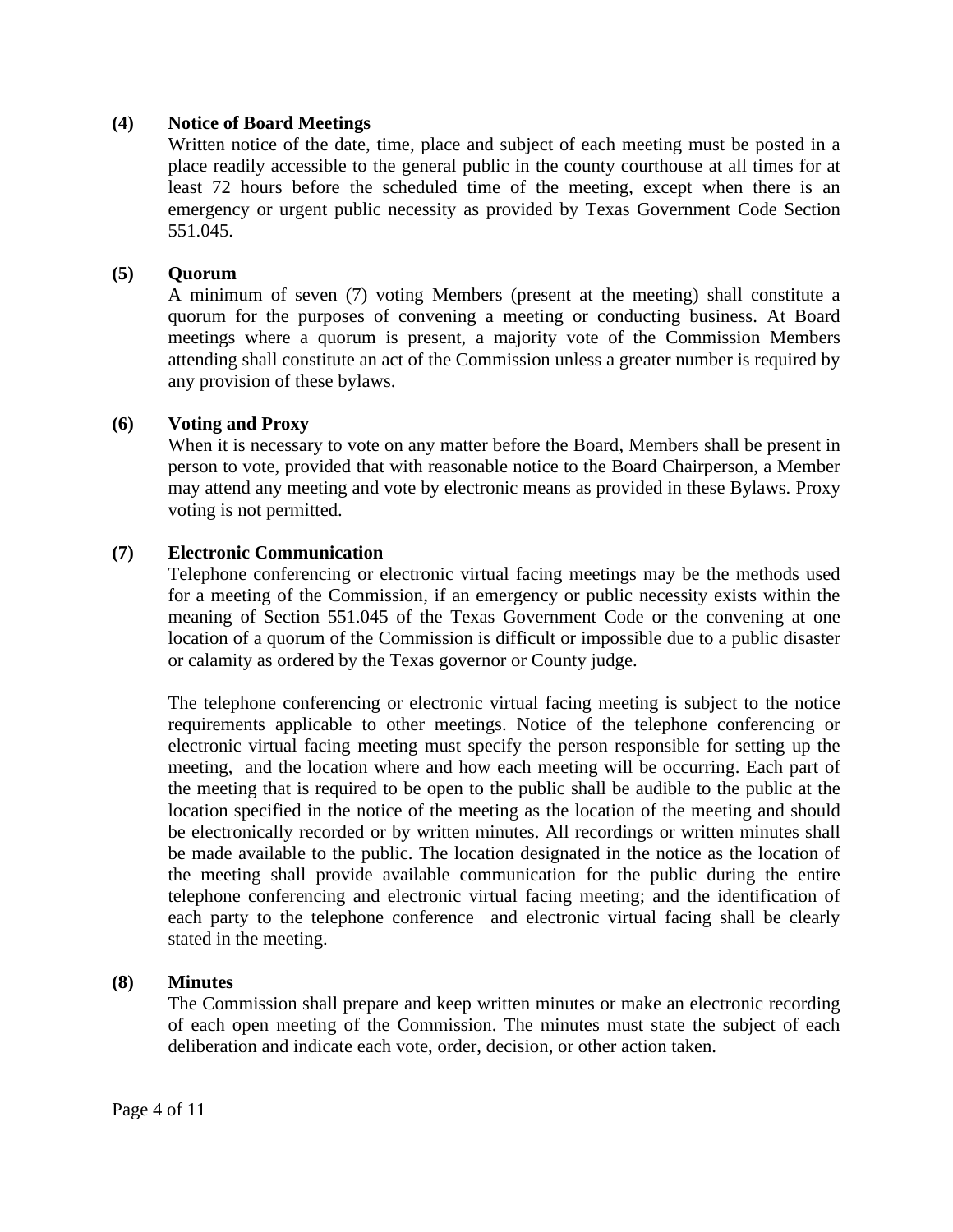**(4) Notice of Board Meetings**

Written notice of the date, time, place and subject of each meeting must be posted in a place readily accessible to the general public in the county courthouse at all times for at least 72 hours before the scheduled time of the meeting, except when there is an emergency or urgent public necessity as provided by Texas Government Code Section 551.045.

**(5) Quorum**

A minimum of seven (7) voting Members (present at the meeting) shall constitute a quorum for the purposes of convening a meeting or conducting business. At Board meetings where a quorum is present, a majority vote of the Commission Members attending shall constitute an act of the Commission unless a greater number is required by any provision of these bylaws.

**(6) Voting and Proxy**

When it is necessary to vote on any matter before the Board, Members shall be present in person to vote, provided that with reasonable notice to the Board Chairperson, a Member may attend any meeting and vote by electronic means as provided in these Bylaws. Proxy voting is not permitted.

**(7) Electronic Communication**

Telephone conferencing or electronic virtual facing meetings may be the methods used for a meeting of the Commission, if an emergency or public necessity exists within the meaning of Section 551.045 of the Texas Government Code or the convening at one location of a quorum of the Commission is difficult or impossible due to a public disaster or calamity as ordered by the Texas governor or County judge.

The telephone conferencing or electronic virtual facing meeting is subject to the notice requirements applicable to other meetings. Notice of the telephone conferencing or electronic virtual facing meeting must specify the person responsible for setting up the meeting, and the location where and how each meeting will be occurring. Each part of the meeting that is required to be open to the public shall be audible to the public at the location specified in the notice of the meeting as the location of the meeting and should be electronically recorded or by written minutes. All recordings or written minutes shall be made available to the public. The location designated in the notice as the location of the meeting shall provide available communication for the public during the entire telephone conferencing and electronic virtual facing meeting; and the identification of each party to the telephone conference and electronic virtual facing shall be clearly stated in the meeting.

**(8) Minutes**

The Commission shall prepare and keep written minutes or make an electronic recording of each open meeting of the Commission. The minutes must state the subject of each deliberation and indicate each vote, order, decision, or other action taken.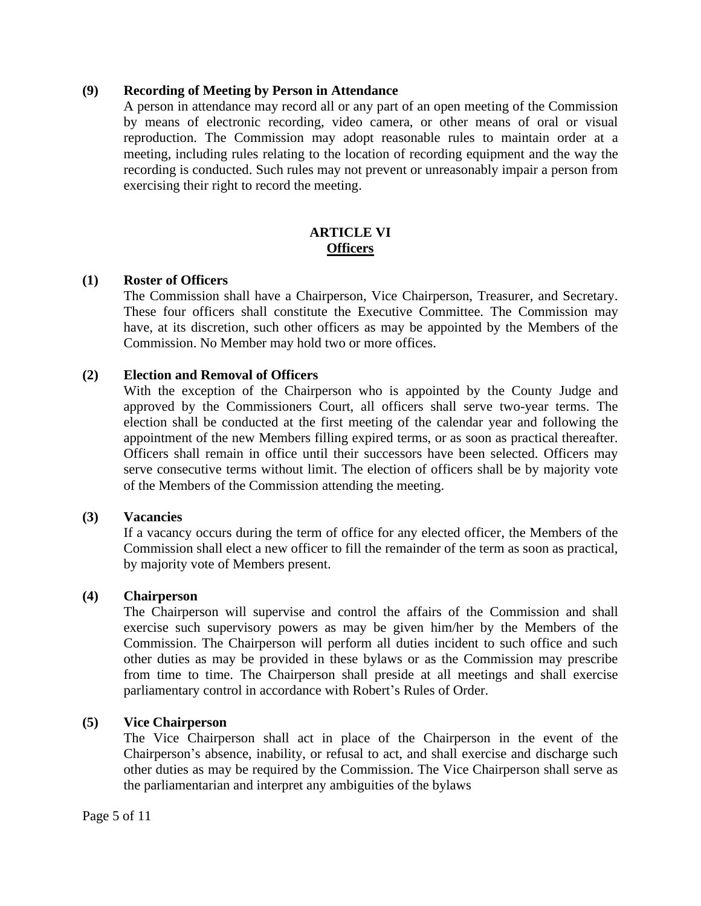**(9) Recording of Meeting by Person in Attendance**

A person in attendance may record all or any part of an open meeting of the Commission by means of electronic recording, video camera, or other means of oral or visual reproduction. The Commission may adopt reasonable rules to maintain order at a meeting, including rules relating to the location of recording equipment and the way the recording is conducted. Such rules may not prevent or unreasonably impair a person from exercising their right to record the meeting.

## ARTICLE VI
## Officers

**(1) Roster of Officers**

The Commission shall have a Chairperson, Vice Chairperson, Treasurer, and Secretary. These four officers shall constitute the Executive Committee. The Commission may have, at its discretion, such other officers as may be appointed by the Members of the Commission. No Member may hold two or more offices.

**(2) Election and Removal of Officers**

With the exception of the Chairperson who is appointed by the County Judge and approved by the Commissioners Court, all officers shall serve two-year terms. The election shall be conducted at the first meeting of the calendar year and following the appointment of the new Members filling expired terms, or as soon as practical thereafter. Officers shall remain in office until their successors have been selected. Officers may serve consecutive terms without limit. The election of officers shall be by majority vote of the Members of the Commission attending the meeting.

**(3) Vacancies**

If a vacancy occurs during the term of office for any elected officer, the Members of the Commission shall elect a new officer to fill the remainder of the term as soon as practical, by majority vote of Members present.

**(4) Chairperson**

The Chairperson will supervise and control the affairs of the Commission and shall exercise such supervisory powers as may be given him/her by the Members of the Commission. The Chairperson will perform all duties incident to such office and such other duties as may be provided in these bylaws or as the Commission may prescribe from time to time. The Chairperson shall preside at all meetings and shall exercise parliamentary control in accordance with Robert's Rules of Order.

**(5) Vice Chairperson**

The Vice Chairperson shall act in place of the Chairperson in the event of the Chairperson's absence, inability, or refusal to act, and shall exercise and discharge such other duties as may be required by the Commission. The Vice Chairperson shall serve as the parliamentarian and interpret any ambiguities of the bylaws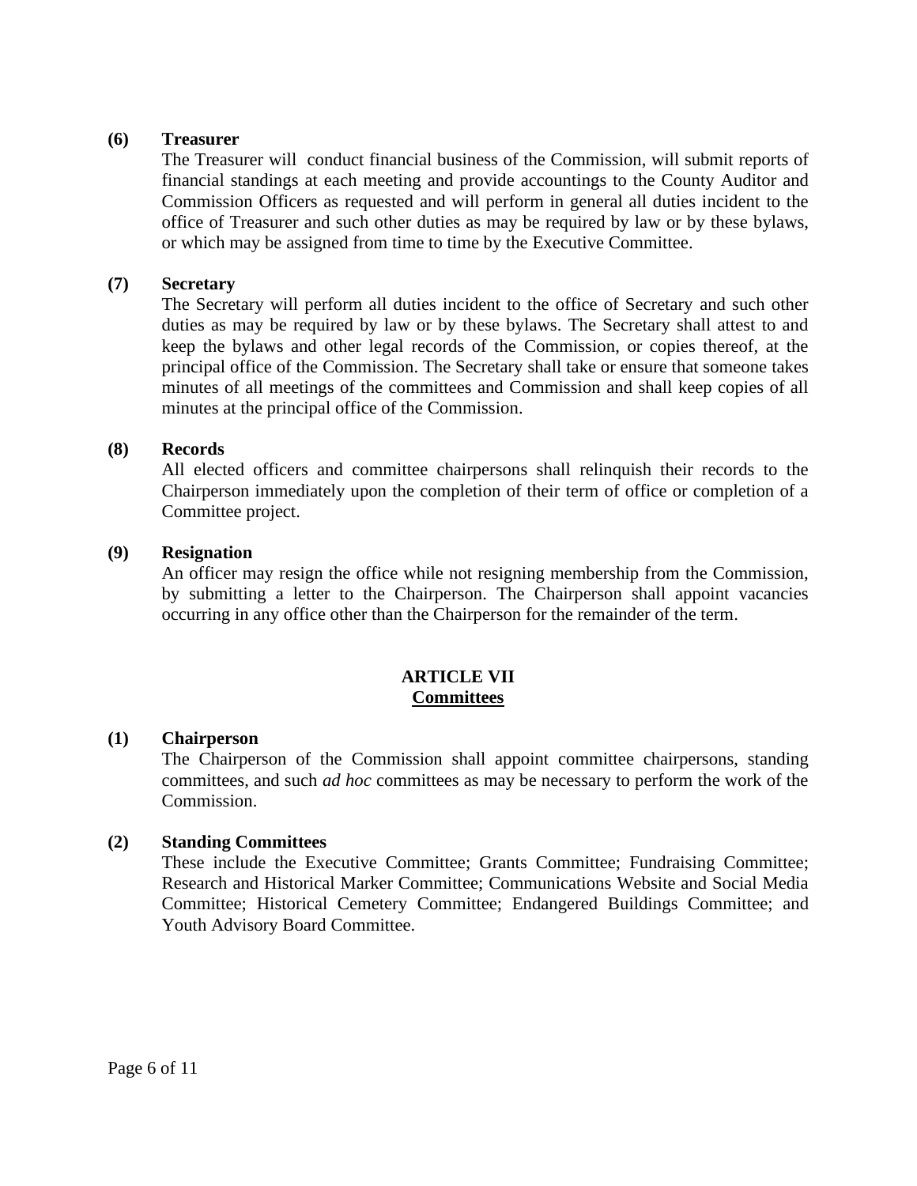**(6) Treasurer**

The Treasurer will conduct financial business of the Commission, will submit reports of financial standings at each meeting and provide accountings to the County Auditor and Commission Officers as requested and will perform in general all duties incident to the office of Treasurer and such other duties as may be required by law or by these bylaws, or which may be assigned from time to time by the Executive Committee.

**(7) Secretary**

The Secretary will perform all duties incident to the office of Secretary and such other duties as may be required by law or by these bylaws. The Secretary shall attest to and keep the bylaws and other legal records of the Commission, or copies thereof, at the principal office of the Commission. The Secretary shall take or ensure that someone takes minutes of all meetings of the committees and Commission and shall keep copies of all minutes at the principal office of the Commission.

**(8) Records**

All elected officers and committee chairpersons shall relinquish their records to the Chairperson immediately upon the completion of their term of office or completion of a Committee project.

**(9) Resignation**

An officer may resign the office while not resigning membership from the Commission, by submitting a letter to the Chairperson. The Chairperson shall appoint vacancies occurring in any office other than the Chairperson for the remainder of the term.

## ARTICLE VII
## Committees

**(1) Chairperson**

The Chairperson of the Commission shall appoint committee chairpersons, standing committees, and such *ad hoc* committees as may be necessary to perform the work of the Commission.

**(2) Standing Committees**

These include the Executive Committee; Grants Committee; Fundraising Committee; Research and Historical Marker Committee; Communications Website and Social Media Committee; Historical Cemetery Committee; Endangered Buildings Committee; and Youth Advisory Board Committee.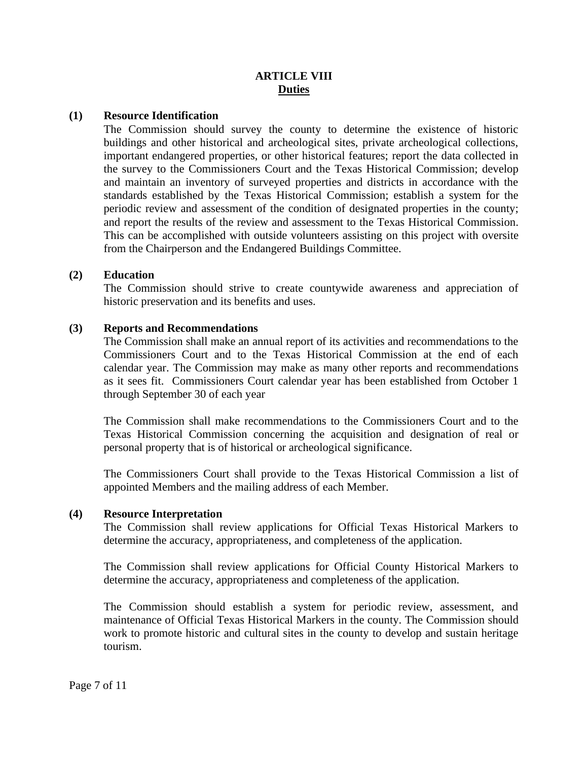## ARTICLE VIII
## Duties

**(1) Resource Identification**

The Commission should survey the county to determine the existence of historic buildings and other historical and archeological sites, private archeological collections, important endangered properties, or other historical features; report the data collected in the survey to the Commissioners Court and the Texas Historical Commission; develop and maintain an inventory of surveyed properties and districts in accordance with the standards established by the Texas Historical Commission; establish a system for the periodic review and assessment of the condition of designated properties in the county; and report the results of the review and assessment to the Texas Historical Commission. This can be accomplished with outside volunteers assisting on this project with oversite from the Chairperson and the Endangered Buildings Committee.

**(2) Education**

The Commission should strive to create countywide awareness and appreciation of historic preservation and its benefits and uses.

**(3) Reports and Recommendations**

The Commission shall make an annual report of its activities and recommendations to the Commissioners Court and to the Texas Historical Commission at the end of each calendar year. The Commission may make as many other reports and recommendations as it sees fit. Commissioners Court calendar year has been established from October 1 through September 30 of each year

The Commission shall make recommendations to the Commissioners Court and to the Texas Historical Commission concerning the acquisition and designation of real or personal property that is of historical or archeological significance.

The Commissioners Court shall provide to the Texas Historical Commission a list of appointed Members and the mailing address of each Member.

**(4) Resource Interpretation**

The Commission shall review applications for Official Texas Historical Markers to determine the accuracy, appropriateness, and completeness of the application.

The Commission shall review applications for Official County Historical Markers to determine the accuracy, appropriateness and completeness of the application.

The Commission should establish a system for periodic review, assessment, and maintenance of Official Texas Historical Markers in the county. The Commission should work to promote historic and cultural sites in the county to develop and sustain heritage tourism.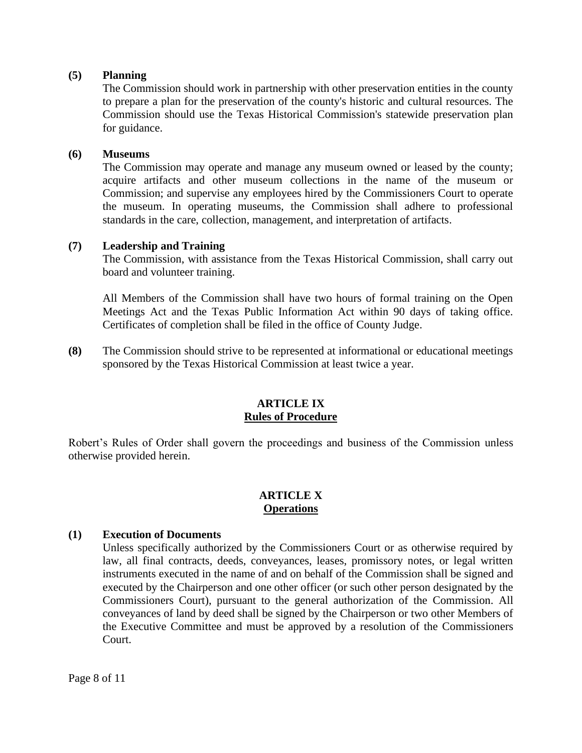**(5) Planning**

The Commission should work in partnership with other preservation entities in the county to prepare a plan for the preservation of the county's historic and cultural resources. The Commission should use the Texas Historical Commission's statewide preservation plan for guidance.

**(6) Museums**

The Commission may operate and manage any museum owned or leased by the county; acquire artifacts and other museum collections in the name of the museum or Commission; and supervise any employees hired by the Commissioners Court to operate the museum. In operating museums, the Commission shall adhere to professional standards in the care, collection, management, and interpretation of artifacts.

**(7) Leadership and Training**

The Commission, with assistance from the Texas Historical Commission, shall carry out board and volunteer training.

All Members of the Commission shall have two hours of formal training on the Open Meetings Act and the Texas Public Information Act within 90 days of taking office. Certificates of completion shall be filed in the office of County Judge.

**(8)** The Commission should strive to be represented at informational or educational meetings sponsored by the Texas Historical Commission at least twice a year.

## ARTICLE IX
## Rules of Procedure

Robert's Rules of Order shall govern the proceedings and business of the Commission unless otherwise provided herein.

## ARTICLE X
## Operations

**(1) Execution of Documents**

Unless specifically authorized by the Commissioners Court or as otherwise required by law, all final contracts, deeds, conveyances, leases, promissory notes, or legal written instruments executed in the name of and on behalf of the Commission shall be signed and executed by the Chairperson and one other officer (or such other person designated by the Commissioners Court), pursuant to the general authorization of the Commission. All conveyances of land by deed shall be signed by the Chairperson or two other Members of the Executive Committee and must be approved by a resolution of the Commissioners Court.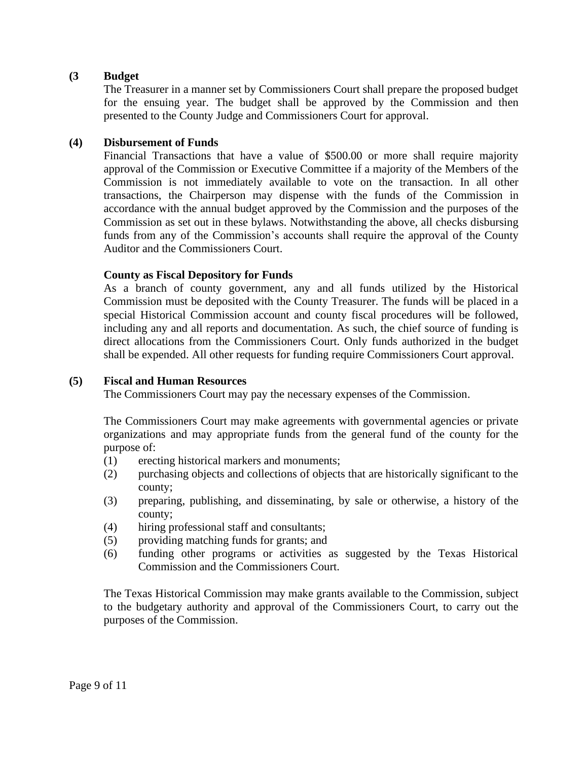**(3 Budget**

The Treasurer in a manner set by Commissioners Court shall prepare the proposed budget for the ensuing year. The budget shall be approved by the Commission and then presented to the County Judge and Commissioners Court for approval.

**(4) Disbursement of Funds**

Financial Transactions that have a value of $500.00 or more shall require majority approval of the Commission or Executive Committee if a majority of the Members of the Commission is not immediately available to vote on the transaction. In all other transactions, the Chairperson may dispense with the funds of the Commission in accordance with the annual budget approved by the Commission and the purposes of the Commission as set out in these bylaws. Notwithstanding the above, all checks disbursing funds from any of the Commission's accounts shall require the approval of the County Auditor and the Commissioners Court.

**County as Fiscal Depository for Funds**

As a branch of county government, any and all funds utilized by the Historical Commission must be deposited with the County Treasurer. The funds will be placed in a special Historical Commission account and county fiscal procedures will be followed, including any and all reports and documentation. As such, the chief source of funding is direct allocations from the Commissioners Court. Only funds authorized in the budget shall be expended. All other requests for funding require Commissioners Court approval.

**(5) Fiscal and Human Resources**

The Commissioners Court may pay the necessary expenses of the Commission.

The Commissioners Court may make agreements with governmental agencies or private organizations and may appropriate funds from the general fund of the county for the purpose of:

(1) erecting historical markers and monuments;
(2) purchasing objects and collections of objects that are historically significant to the county;
(3) preparing, publishing, and disseminating, by sale or otherwise, a history of the county;
(4) hiring professional staff and consultants;
(5) providing matching funds for grants; and
(6) funding other programs or activities as suggested by the Texas Historical Commission and the Commissioners Court.

The Texas Historical Commission may make grants available to the Commission, subject to the budgetary authority and approval of the Commissioners Court, to carry out the purposes of the Commission.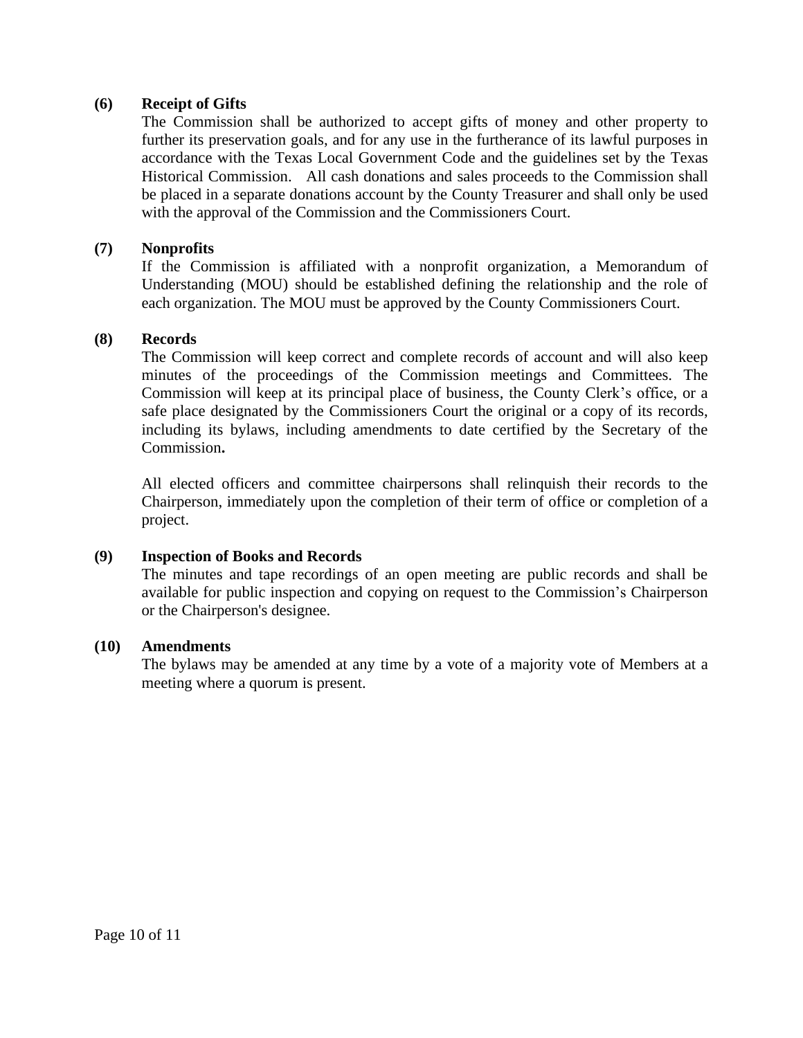**(6) Receipt of Gifts**

The Commission shall be authorized to accept gifts of money and other property to further its preservation goals, and for any use in the furtherance of its lawful purposes in accordance with the Texas Local Government Code and the guidelines set by the Texas Historical Commission. All cash donations and sales proceeds to the Commission shall be placed in a separate donations account by the County Treasurer and shall only be used with the approval of the Commission and the Commissioners Court.

**(7) Nonprofits**

If the Commission is affiliated with a nonprofit organization, a Memorandum of Understanding (MOU) should be established defining the relationship and the role of each organization. The MOU must be approved by the County Commissioners Court.

**(8) Records**

The Commission will keep correct and complete records of account and will also keep minutes of the proceedings of the Commission meetings and Committees. The Commission will keep at its principal place of business, the County Clerk's office, or a safe place designated by the Commissioners Court the original or a copy of its records, including its bylaws, including amendments to date certified by the Secretary of the Commission**.**

All elected officers and committee chairpersons shall relinquish their records to the Chairperson, immediately upon the completion of their term of office or completion of a project.

**(9) Inspection of Books and Records**

The minutes and tape recordings of an open meeting are public records and shall be available for public inspection and copying on request to the Commission's Chairperson or the Chairperson's designee.

**(10) Amendments**

The bylaws may be amended at any time by a vote of a majority vote of Members at a meeting where a quorum is present.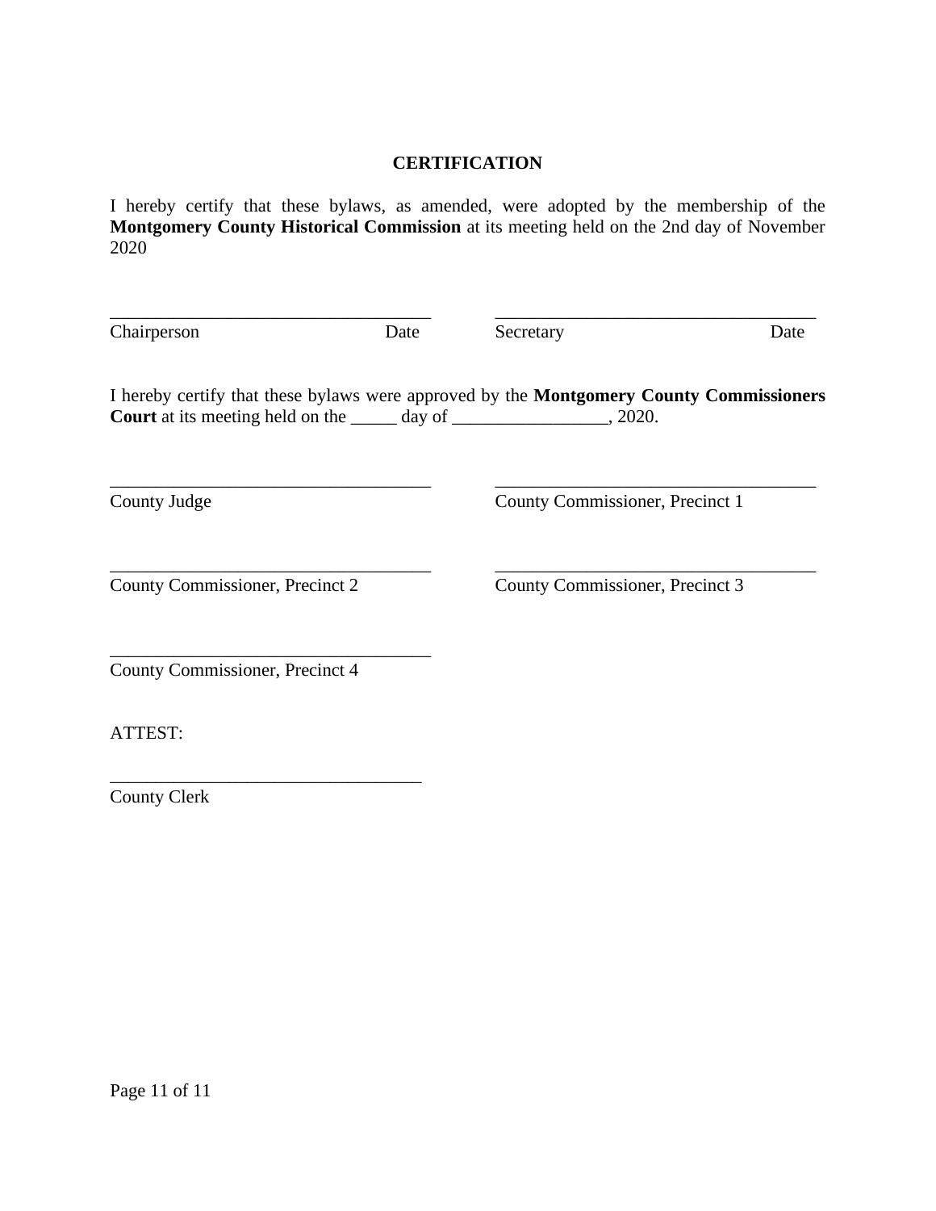## CERTIFICATION

I hereby certify that these bylaws, as amended, were adopted by the membership of the **Montgomery County Historical Commission** at its meeting held on the 2nd day of November 2020

___________________________________ 
Chairperson Date

___________________________________ 
Secretary Date

I hereby certify that these bylaws were approved by the **Montgomery County Commissioners Court** at its meeting held on the _____ day of _________________, 2020.

___________________________________ 
County Judge

___________________________________ 
County Commissioner, Precinct 1

___________________________________ 
County Commissioner, Precinct 2

___________________________________ 
County Commissioner, Precinct 3

___________________________________ 
County Commissioner, Precinct 4

ATTEST:

__________________________________ 
County Clerk